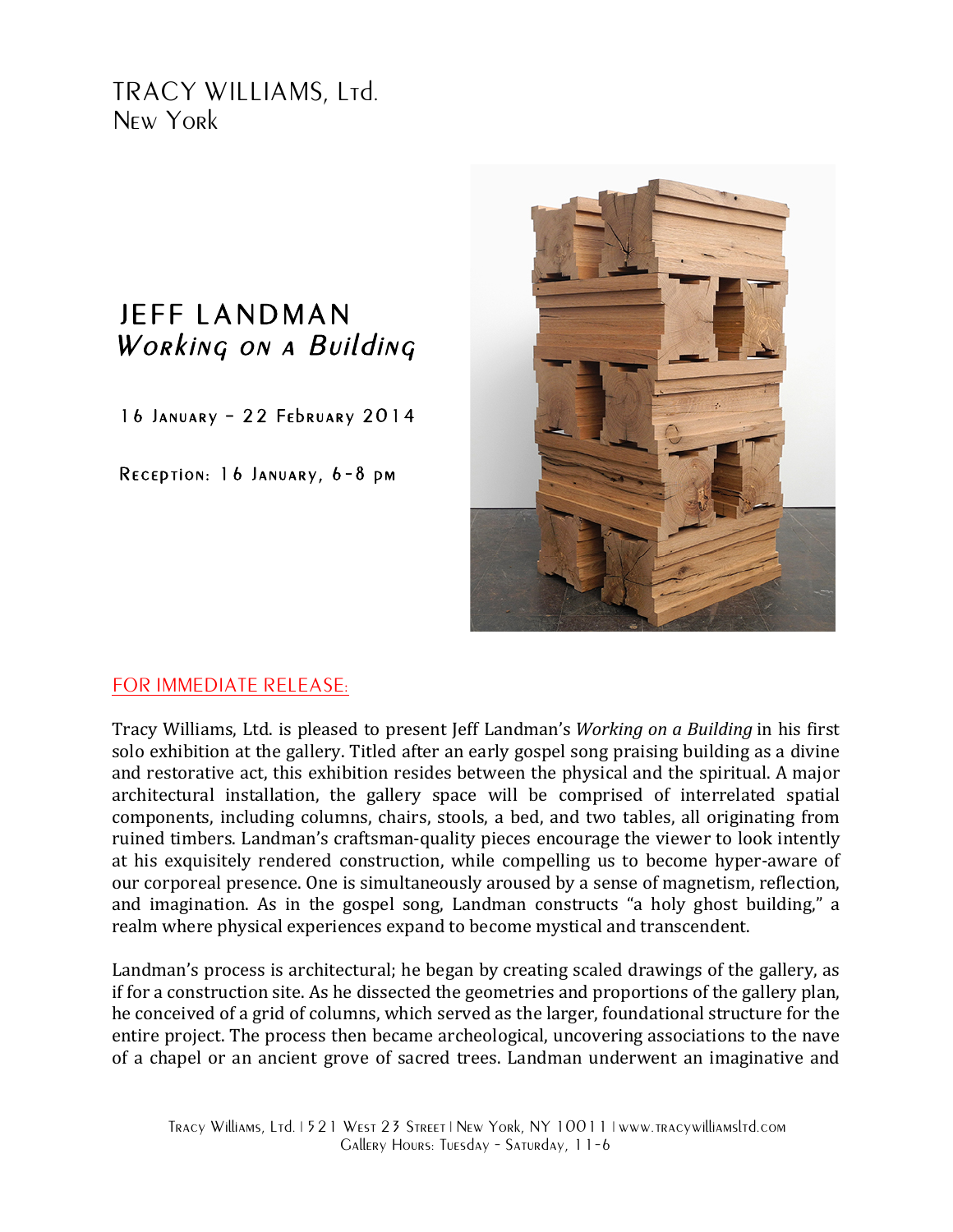TRACY WILLIAMS, Ltd.
New York

# JEFF LANDMAN
## *Working on a Building*

16 January – 22 February 2014

Reception: 16 January, 6-8 pm

FOR IMMEDIATE RELEASE:

Tracy Williams, Ltd. is pleased to present Jeff Landman's *Working on a Building* in his first solo exhibition at the gallery. Titled after an early gospel song praising building as a divine and restorative act, this exhibition resides between the physical and the spiritual. A major architectural installation, the gallery space will be comprised of interrelated spatial components, including columns, chairs, stools, a bed, and two tables, all originating from ruined timbers. Landman's craftsman-quality pieces encourage the viewer to look intently at his exquisitely rendered construction, while compelling us to become hyper-aware of our corporeal presence. One is simultaneously aroused by a sense of magnetism, reflection, and imagination. As in the gospel song, Landman constructs "a holy ghost building," a realm where physical experiences expand to become mystical and transcendent.

Landman's process is architectural; he began by creating scaled drawings of the gallery, as if for a construction site. As he dissected the geometries and proportions of the gallery plan, he conceived of a grid of columns, which served as the larger, foundational structure for the entire project. The process then became archeological, uncovering associations to the nave of a chapel or an ancient grove of sacred trees. Landman underwent an imaginative and

Tracy Williams, Ltd. | 521 West 23 Street | New York, NY 10011 | www.tracywilliamsltd.com
Gallery Hours: Tuesday - Saturday, 11-6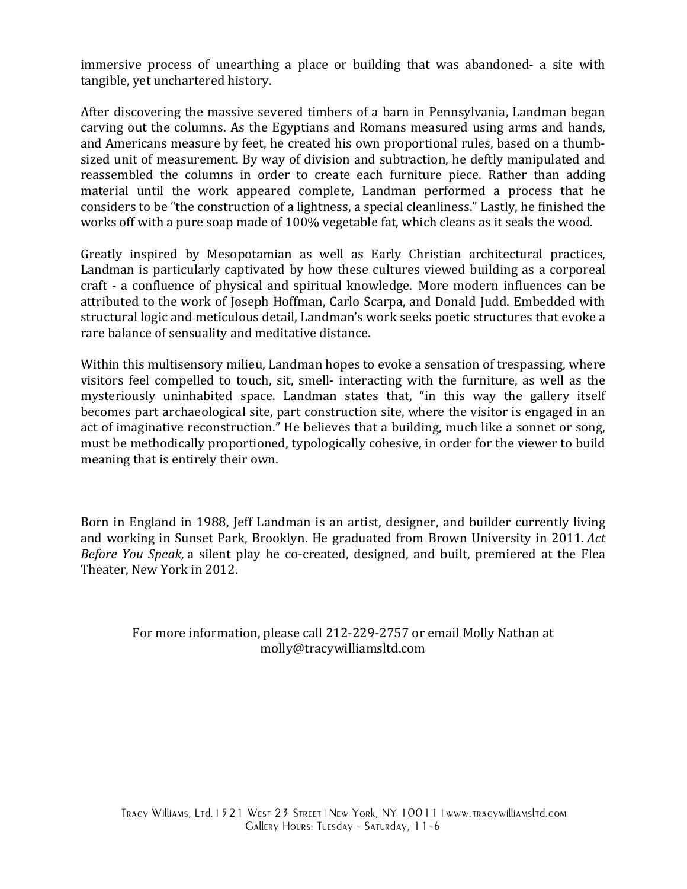immersive process of unearthing a place or building that was abandoned- a site with tangible, yet unchartered history.

After discovering the massive severed timbers of a barn in Pennsylvania, Landman began carving out the columns. As the Egyptians and Romans measured using arms and hands, and Americans measure by feet, he created his own proportional rules, based on a thumb-sized unit of measurement. By way of division and subtraction, he deftly manipulated and reassembled the columns in order to create each furniture piece. Rather than adding material until the work appeared complete, Landman performed a process that he considers to be "the construction of a lightness, a special cleanliness." Lastly, he finished the works off with a pure soap made of 100% vegetable fat, which cleans as it seals the wood.

Greatly inspired by Mesopotamian as well as Early Christian architectural practices, Landman is particularly captivated by how these cultures viewed building as a corporeal craft - a confluence of physical and spiritual knowledge. More modern influences can be attributed to the work of Joseph Hoffman, Carlo Scarpa, and Donald Judd. Embedded with structural logic and meticulous detail, Landman's work seeks poetic structures that evoke a rare balance of sensuality and meditative distance.

Within this multisensory milieu, Landman hopes to evoke a sensation of trespassing, where visitors feel compelled to touch, sit, smell- interacting with the furniture, as well as the mysteriously uninhabited space. Landman states that, "in this way the gallery itself becomes part archaeological site, part construction site, where the visitor is engaged in an act of imaginative reconstruction." He believes that a building, much like a sonnet or song, must be methodically proportioned, typologically cohesive, in order for the viewer to build meaning that is entirely their own.

Born in England in 1988, Jeff Landman is an artist, designer, and builder currently living and working in Sunset Park, Brooklyn. He graduated from Brown University in 2011. *Act Before You Speak,* a silent play he co-created, designed, and built, premiered at the Flea Theater, New York in 2012.

For more information, please call 212-229-2757 or email Molly Nathan at molly@tracywilliamsltd.com

Tracy Williams, Ltd. | 521 West 23 Street | New York, NY 10011 | www.tracywilliamsltd.com
Gallery Hours: Tuesday - Saturday, 11-6